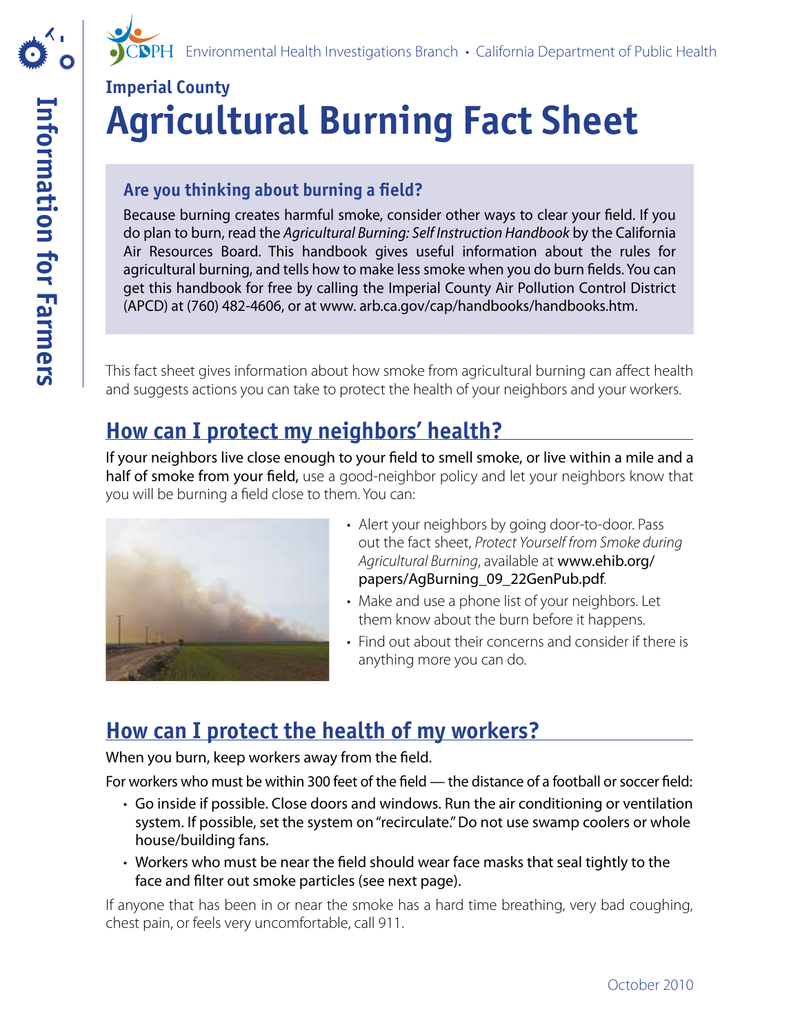Environmental Health Investigations Branch • California Department of Public Health

Information for Farmers

## Imperial County

# Agricultural Burning Fact Sheet

### Are you thinking about burning a field?

Because burning creates harmful smoke, consider other ways to clear your field. If you do plan to burn, read the *Agricultural Burning: Self Instruction Handbook* by the California Air Resources Board. This handbook gives useful information about the rules for agricultural burning, and tells how to make less smoke when you do burn fields. You can get this handbook for free by calling the Imperial County Air Pollution Control District (APCD) at (760) 482-4606, or at www. arb.ca.gov/cap/handbooks/handbooks.htm.

This fact sheet gives information about how smoke from agricultural burning can affect health and suggests actions you can take to protect the health of your neighbors and your workers.

## How can I protect my neighbors' health?

If your neighbors live close enough to your field to smell smoke, or live within a mile and a half of smoke from your field, use a good-neighbor policy and let your neighbors know that you will be burning a field close to them. You can:

- Alert your neighbors by going door-to-door. Pass out the fact sheet, *Protect Yourself from Smoke during Agricultural Burning*, available at www.ehib.org/papers/AgBurning_09_22GenPub.pdf.
- Make and use a phone list of your neighbors. Let them know about the burn before it happens.
- Find out about their concerns and consider if there is anything more you can do.

## How can I protect the health of my workers?

When you burn, keep workers away from the field.

For workers who must be within 300 feet of the field — the distance of a football or soccer field:

- Go inside if possible. Close doors and windows. Run the air conditioning or ventilation system. If possible, set the system on "recirculate." Do not use swamp coolers or whole house/building fans.
- Workers who must be near the field should wear face masks that seal tightly to the face and filter out smoke particles (see next page).

If anyone that has been in or near the smoke has a hard time breathing, very bad coughing, chest pain, or feels very uncomfortable, call 911.

October 2010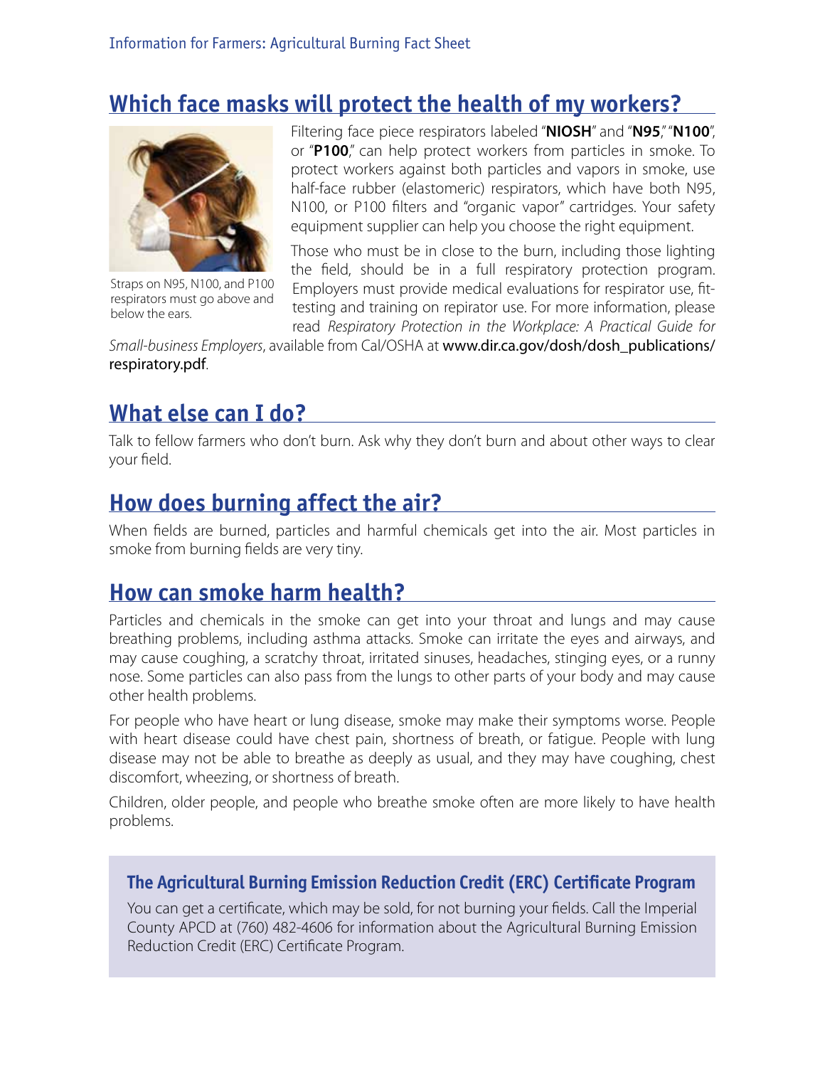## Which face masks will protect the health of my workers?

Straps on N95, N100, and P100 respirators must go above and below the ears.

Filtering face piece respirators labeled "**NIOSH**" and "**N95**," "**N100**", or "**P100**," can help protect workers from particles in smoke. To protect workers against both particles and vapors in smoke, use half-face rubber (elastomeric) respirators, which have both N95, N100, or P100 filters and "organic vapor" cartridges. Your safety equipment supplier can help you choose the right equipment.

Those who must be in close to the burn, including those lighting the field, should be in a full respiratory protection program. Employers must provide medical evaluations for respirator use, fit-testing and training on repirator use. For more information, please read *Respiratory Protection in the Workplace: A Practical Guide for Small-business Employers*, available from Cal/OSHA at www.dir.ca.gov/dosh/dosh_publications/respiratory.pdf.

## What else can I do?

Talk to fellow farmers who don't burn. Ask why they don't burn and about other ways to clear your field.

## How does burning affect the air?

When fields are burned, particles and harmful chemicals get into the air. Most particles in smoke from burning fields are very tiny.

## How can smoke harm health?

Particles and chemicals in the smoke can get into your throat and lungs and may cause breathing problems, including asthma attacks. Smoke can irritate the eyes and airways, and may cause coughing, a scratchy throat, irritated sinuses, headaches, stinging eyes, or a runny nose. Some particles can also pass from the lungs to other parts of your body and may cause other health problems.

For people who have heart or lung disease, smoke may make their symptoms worse. People with heart disease could have chest pain, shortness of breath, or fatigue. People with lung disease may not be able to breathe as deeply as usual, and they may have coughing, chest discomfort, wheezing, or shortness of breath.

Children, older people, and people who breathe smoke often are more likely to have health problems.

### The Agricultural Burning Emission Reduction Credit (ERC) Certificate Program

You can get a certificate, which may be sold, for not burning your fields. Call the Imperial County APCD at (760) 482-4606 for information about the Agricultural Burning Emission Reduction Credit (ERC) Certificate Program.